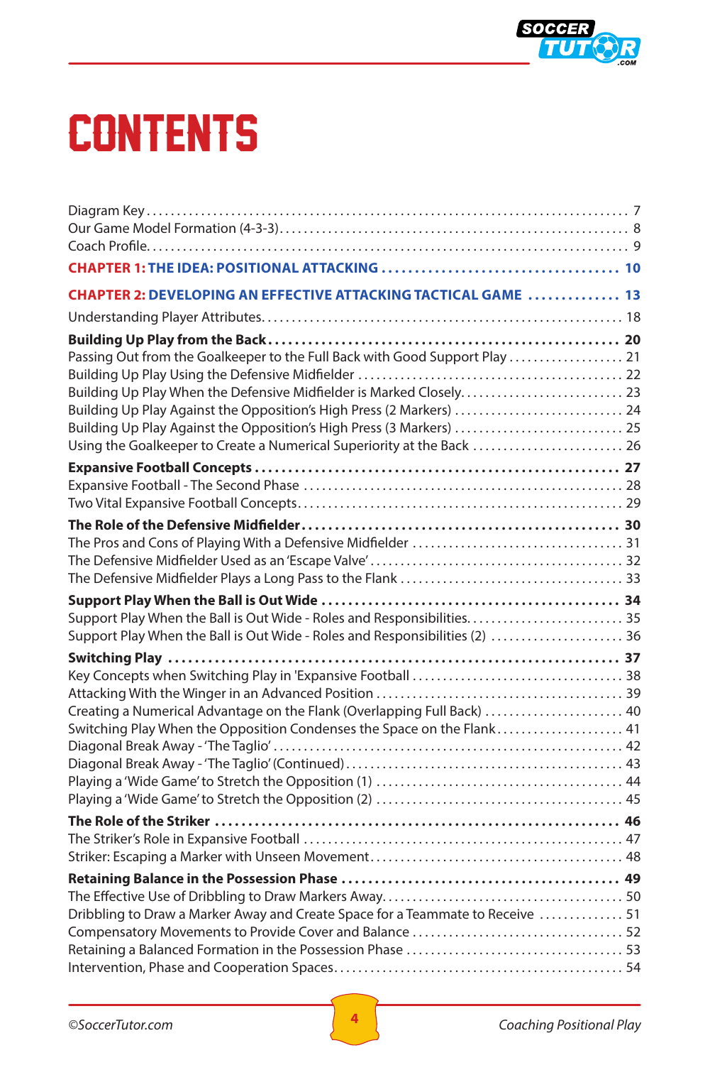# CONTENTS

Diagram Key . . . . . . . . . . 7
Our Game Model Formation (4-3-3) . . . . . . . . . . 8
Coach Profile . . . . . . . . . . 9

**CHAPTER 1: THE IDEA: POSITIONAL ATTACKING . . . . . . . . . . 10**

**CHAPTER 2: DEVELOPING AN EFFECTIVE ATTACKING TACTICAL GAME . . . . . . . . . . 13**

Understanding Player Attributes . . . . . . . . . . 18

**Building Up Play from the Back . . . . . . . . . . 20**
Passing Out from the Goalkeeper to the Full Back with Good Support Play . . . . . . . . . . 21
Building Up Play Using the Defensive Midfielder . . . . . . . . . . 22
Building Up Play When the Defensive Midfielder is Marked Closely . . . . . . . . . . 23
Building Up Play Against the Opposition's High Press (2 Markers) . . . . . . . . . . 24
Building Up Play Against the Opposition's High Press (3 Markers) . . . . . . . . . . 25
Using the Goalkeeper to Create a Numerical Superiority at the Back . . . . . . . . . . 26

**Expansive Football Concepts . . . . . . . . . . 27**
Expansive Football - The Second Phase . . . . . . . . . . 28
Two Vital Expansive Football Concepts . . . . . . . . . . 29

**The Role of the Defensive Midfielder . . . . . . . . . . 30**
The Pros and Cons of Playing With a Defensive Midfielder . . . . . . . . . . 31
The Defensive Midfielder Used as an 'Escape Valve' . . . . . . . . . . 32
The Defensive Midfielder Plays a Long Pass to the Flank . . . . . . . . . . 33

**Support Play When the Ball is Out Wide . . . . . . . . . . 34**
Support Play When the Ball is Out Wide - Roles and Responsibilities . . . . . . . . . . 35
Support Play When the Ball is Out Wide - Roles and Responsibilities (2) . . . . . . . . . . 36

**Switching Play . . . . . . . . . . 37**
Key Concepts when Switching Play in 'Expansive Football . . . . . . . . . . 38
Attacking With the Winger in an Advanced Position . . . . . . . . . . 39
Creating a Numerical Advantage on the Flank (Overlapping Full Back) . . . . . . . . . . 40
Switching Play When the Opposition Condenses the Space on the Flank . . . . . . . . . . 41
Diagonal Break Away - 'The Taglio' . . . . . . . . . . 42
Diagonal Break Away - 'The Taglio' (Continued) . . . . . . . . . . 43
Playing a 'Wide Game' to Stretch the Opposition (1) . . . . . . . . . . 44
Playing a 'Wide Game' to Stretch the Opposition (2) . . . . . . . . . . 45

**The Role of the Striker . . . . . . . . . . 46**
The Striker's Role in Expansive Football . . . . . . . . . . 47
Striker: Escaping a Marker with Unseen Movement . . . . . . . . . . 48

**Retaining Balance in the Possession Phase . . . . . . . . . . 49**
The Effective Use of Dribbling to Draw Markers Away . . . . . . . . . . 50
Dribbling to Draw a Marker Away and Create Space for a Teammate to Receive . . . . . . . . . . 51
Compensatory Movements to Provide Cover and Balance . . . . . . . . . . 52
Retaining a Balanced Formation in the Possession Phase . . . . . . . . . . 53
Intervention, Phase and Cooperation Spaces . . . . . . . . . . 54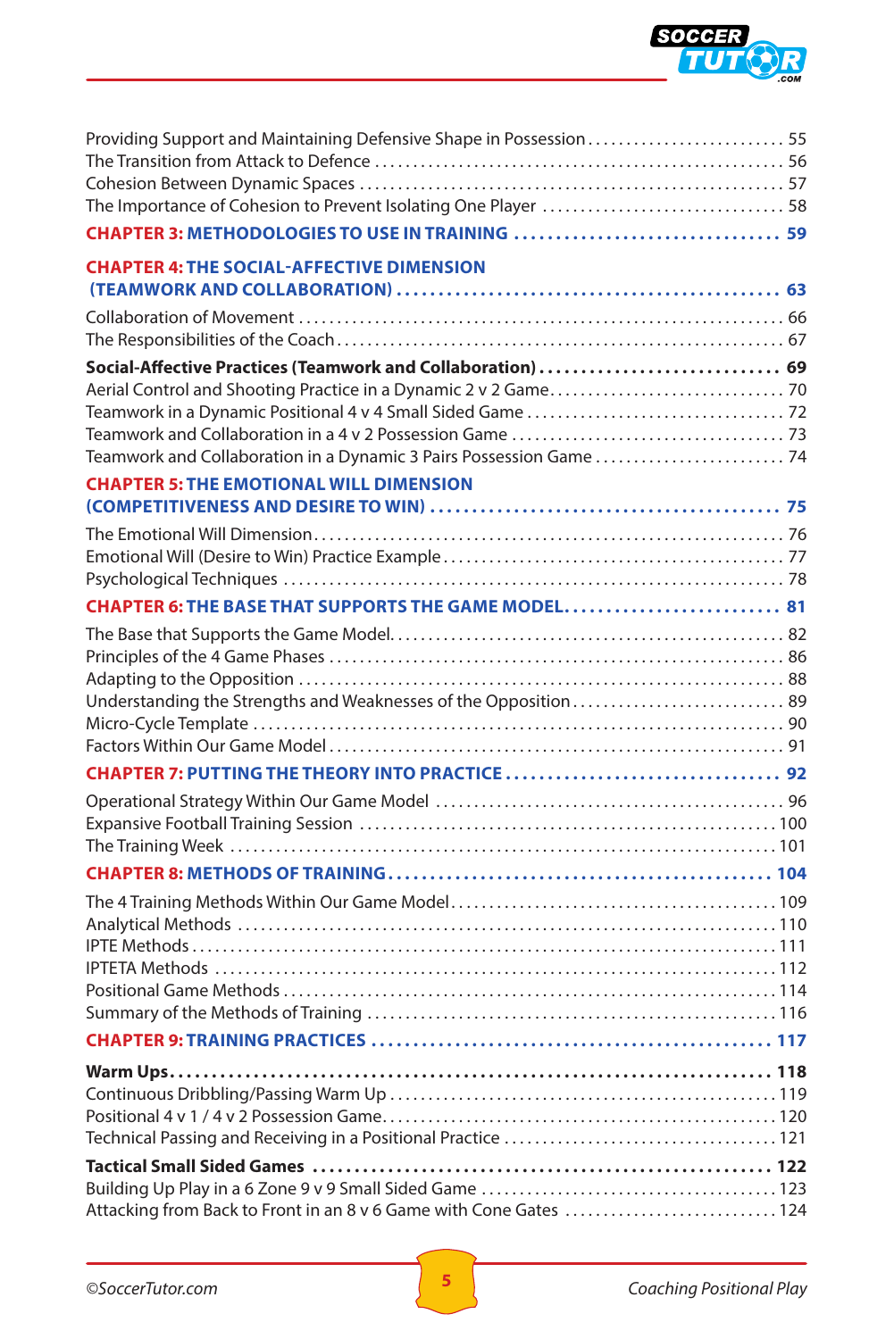Providing Support and Maintaining Defensive Shape in Possession .......................... 55
The Transition from Attack to Defence ..................................................... 56
Cohesion Between Dynamic Spaces ....................................................... 57
The Importance of Cohesion to Prevent Isolating One Player ................................ 58

**CHAPTER 3: METHODOLOGIES TO USE IN TRAINING ................................ 59**

**CHAPTER 4: THE SOCIAL-AFFECTIVE DIMENSION (TEAMWORK AND COLLABORATION) ............................................. 63**

Collaboration of Movement ............................................................... 66
The Responsibilities of the Coach .......................................................... 67

**Social-Affective Practices (Teamwork and Collaboration) ............................. 69**
Aerial Control and Shooting Practice in a Dynamic 2 v 2 Game ............................... 70
Teamwork in a Dynamic Positional 4 v 4 Small Sided Game ................................. 72
Teamwork and Collaboration in a 4 v 2 Possession Game .................................... 73
Teamwork and Collaboration in a Dynamic 3 Pairs Possession Game ......................... 74

**CHAPTER 5: THE EMOTIONAL WILL DIMENSION (COMPETITIVENESS AND DESIRE TO WIN) .......................................... 75**

The Emotional Will Dimension ............................................................. 76
Emotional Will (Desire to Win) Practice Example ............................................ 77
Psychological Techniques ................................................................. 78

**CHAPTER 6: THE BASE THAT SUPPORTS THE GAME MODEL .......................... 81**

The Base that Supports the Game Model ..................................................... 82
Principles of the 4 Game Phases ........................................................... 86
Adapting to the Opposition ............................................................... 88
Understanding the Strengths and Weaknesses of the Opposition ............................ 89
Micro-Cycle Template ..................................................................... 90
Factors Within Our Game Model ........................................................... 91

**CHAPTER 7: PUTTING THE THEORY INTO PRACTICE ................................. 92**

Operational Strategy Within Our Game Model ............................................. 96
Expansive Football Training Session ..................................................... 100
The Training Week ........................................................................ 101

**CHAPTER 8: METHODS OF TRAINING ............................................... 104**

The 4 Training Methods Within Our Game Model .......................................... 109
Analytical Methods ....................................................................... 110
IPTE Methods ............................................................................. 111
IPTETA Methods .......................................................................... 112
Positional Game Methods ................................................................. 114
Summary of the Methods of Training ..................................................... 116

**CHAPTER 9: TRAINING PRACTICES ................................................ 117**

**Warm Ups ................................................................................ 118**
Continuous Dribbling/Passing Warm Up ................................................... 119
Positional 4 v 1 / 4 v 2 Possession Game .................................................. 120
Technical Passing and Receiving in a Positional Practice .................................. 121

**Tactical Small Sided Games ..................................................... 122**
Building Up Play in a 6 Zone 9 v 9 Small Sided Game ...................................... 123
Attacking from Back to Front in an 8 v 6 Game with Cone Gates ............................ 124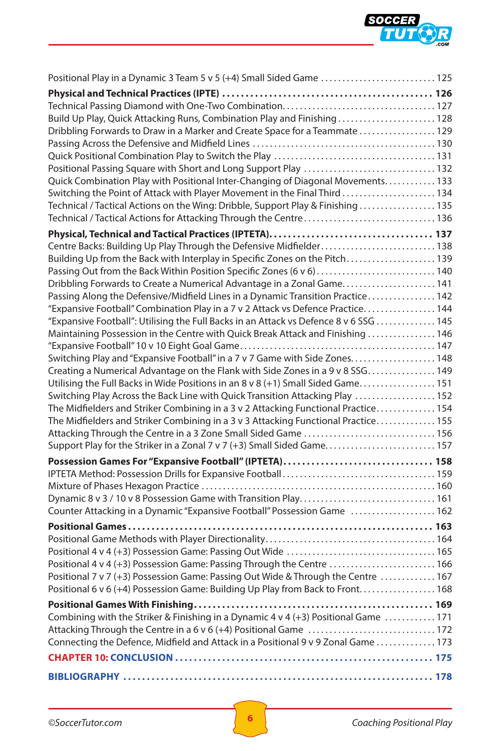Positional Play in a Dynamic 3 Team 5 v 5 (+4) Small Sided Game ........................... 125

**Physical and Technical Practices (IPTE) ............................................ 126**

Technical Passing Diamond with One-Two Combination..................................... 127
Build Up Play, Quick Attacking Runs, Combination Play and Finishing ........................ 128
Dribbling Forwards to Draw in a Marker and Create Space for a Teammate .................. 129
Passing Across the Defensive and Midfield Lines ........................................... 130
Quick Positional Combination Play to Switch the Play ..................................... 131
Positional Passing Square with Short and Long Support Play ............................... 132
Quick Combination Play with Positional Inter-Changing of Diagonal Movements............. 133
Switching the Point of Attack with Player Movement in the Final Third ...................... 134
Technical / Tactical Actions on the Wing: Dribble, Support Play & Finishing .................. 135
Technical / Tactical Actions for Attacking Through the Centre .............................. 136

**Physical, Technical and Tactical Practices (IPTETA)................................... 137**

Centre Backs: Building Up Play Through the Defensive Midfielder........................... 138
Building Up from the Back with Interplay in Specific Zones on the Pitch..................... 139
Passing Out from the Back Within Position Specific Zones (6 v 6)........................... 140
Dribbling Forwards to Create a Numerical Advantage in a Zonal Game....................... 141
Passing Along the Defensive/Midfield Lines in a Dynamic Transition Practice................ 142
"Expansive Football" Combination Play in a 7 v 2 Attack vs Defence Practice................. 144
"Expansive Football": Utilising the Full Backs in an Attack vs Defence 8 v 6 SSG .............. 145
Maintaining Possession in the Centre with Quick Break Attack and Finishing ................ 146
"Expansive Football" 10 v 10 Eight Goal Game............................................. 147
Switching Play and "Expansive Football" in a 7 v 7 Game with Side Zones.................... 148
Creating a Numerical Advantage on the Flank with Side Zones in a 9 v 8 SSG................ 149
Utilising the Full Backs in Wide Positions in an 8 v 8 (+1) Small Sided Game.................. 151
Switching Play Across the Back Line with Quick Transition Attacking Play ................... 152
The Midfielders and Striker Combining in a 3 v 2 Attacking Functional Practice.............. 154
The Midfielders and Striker Combining in a 3 v 3 Attacking Functional Practice.............. 155
Attacking Through the Centre in a 3 Zone Small Sided Game ............................... 156
Support Play for the Striker in a Zonal 7 v 7 (+3) Small Sided Game.......................... 157

**Possession Games For "Expansive Football" (IPTETA)................................. 158**

IPTETA Method: Possession Drills for Expansive Football ................................... 159
Mixture of Phases Hexagon Practice ...................................................... 160
Dynamic 8 v 3 / 10 v 8 Possession Game with Transition Play................................ 161
Counter Attacking in a Dynamic "Expansive Football" Possession Game .................... 162

**Positional Games ................................................................ 163**

Positional Game Methods with Player Directionality........................................ 164
Positional 4 v 4 (+3) Possession Game: Passing Out Wide ................................... 165
Positional 4 v 4 (+3) Possession Game: Passing Through the Centre ......................... 166
Positional 7 v 7 (+3) Possession Game: Passing Out Wide & Through the Centre ............. 167
Positional 6 v 6 (+4) Possession Game: Building Up Play from Back to Front.................. 168

**Positional Games With Finishing................................................... 169**

Combining with the Striker & Finishing in a Dynamic 4 v 4 (+3) Positional Game ............ 171
Attacking Through the Centre in a 6 v 6 (+4) Positional Game .............................. 172
Connecting the Defence, Midfield and Attack in a Positional 9 v 9 Zonal Game .............. 173

**CHAPTER 10: CONCLUSION ........................................................ 175**

**BIBLIOGRAPHY .................................................................. 178**